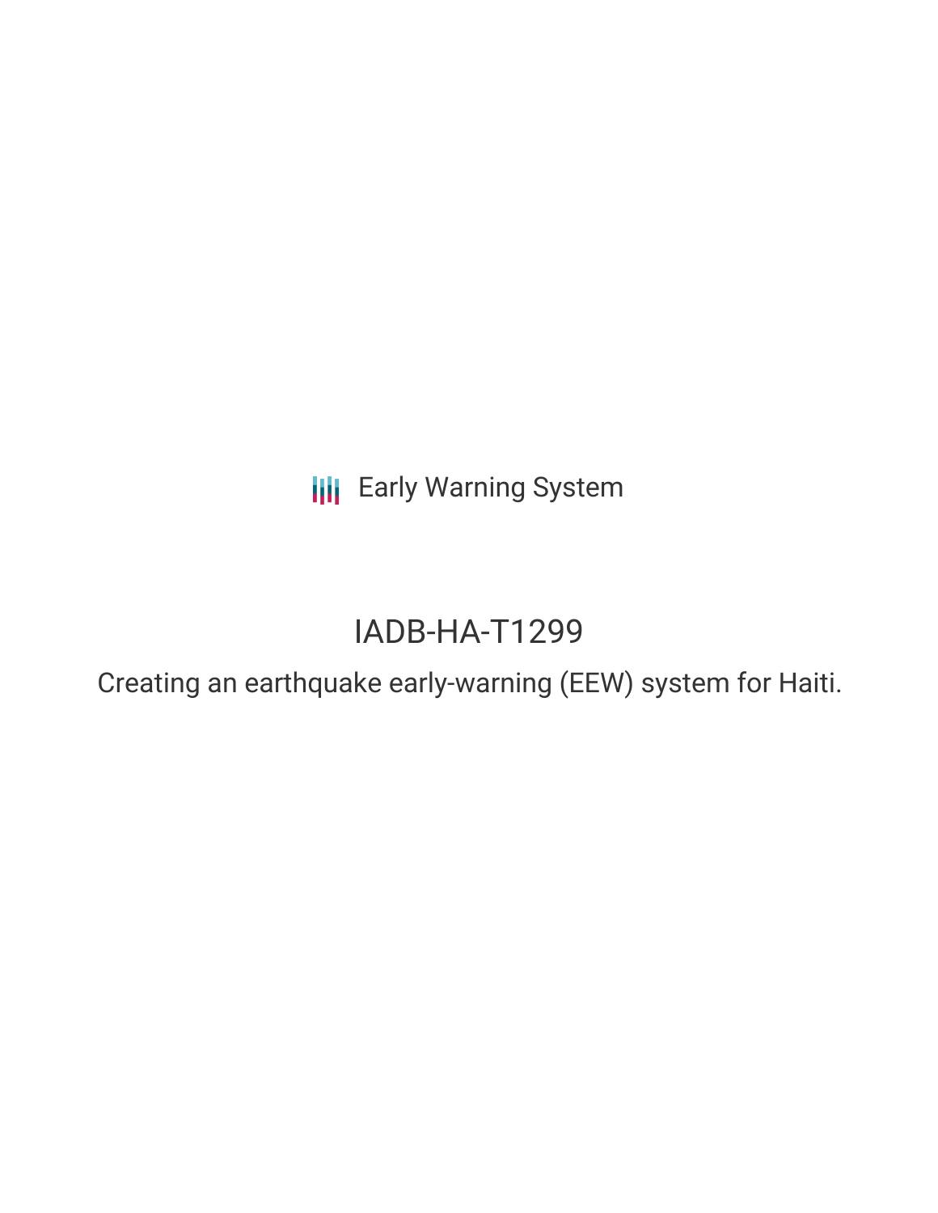Early Warning System

# IADB-HA-T1299

Creating an earthquake early-warning (EEW) system for Haiti.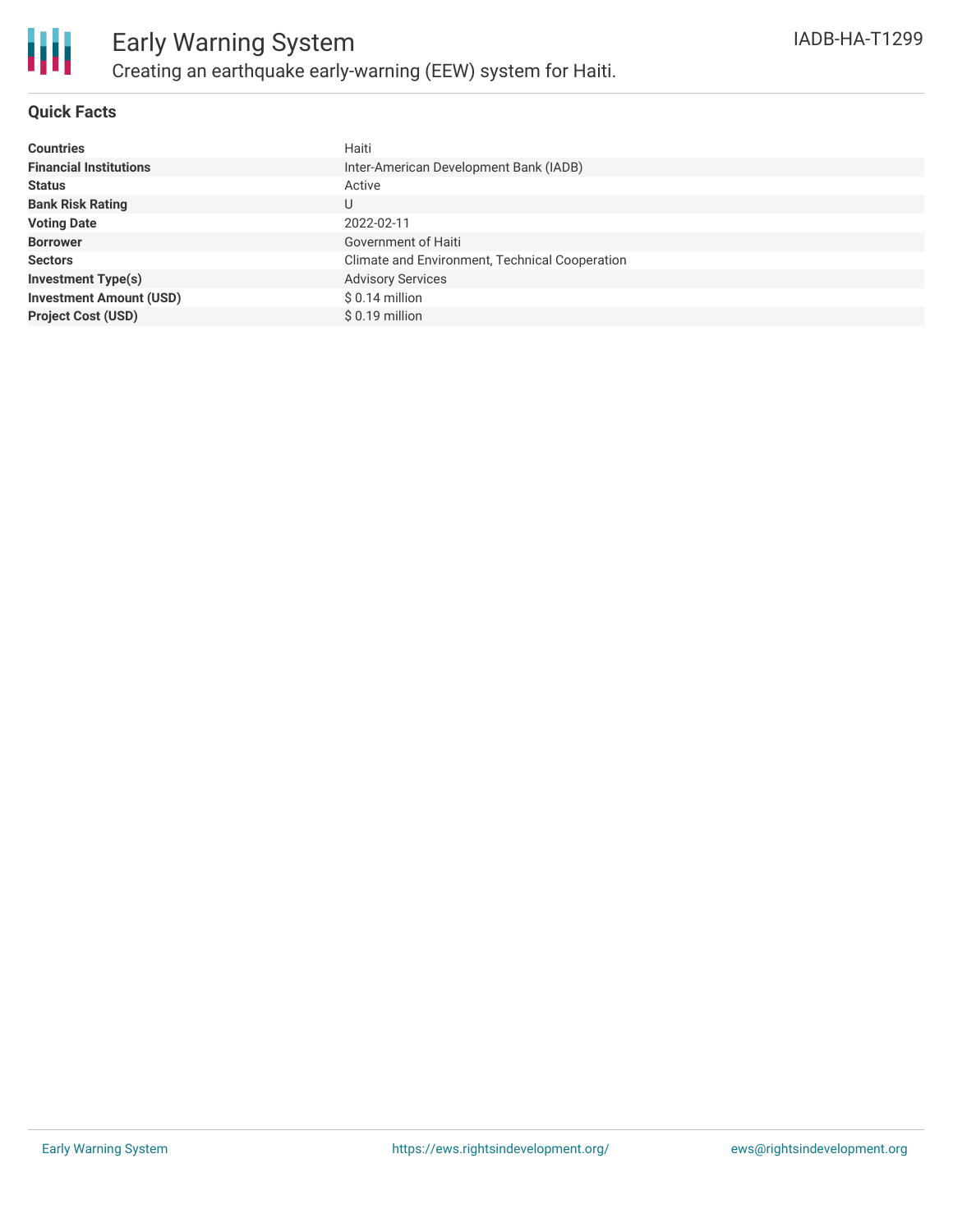# Early Warning System

Creating an earthquake early-warning (EEW) system for Haiti.

IADB-HA-T1299

## Quick Facts

| | |
|---|---|
| **Countries** | Haiti |
| **Financial Institutions** | Inter-American Development Bank (IADB) |
| **Status** | Active |
| **Bank Risk Rating** | U |
| **Voting Date** | 2022-02-11 |
| **Borrower** | Government of Haiti |
| **Sectors** | Climate and Environment, Technical Cooperation |
| **Investment Type(s)** | Advisory Services |
| **Investment Amount (USD)** | $ 0.14 million |
| **Project Cost (USD)** | $ 0.19 million |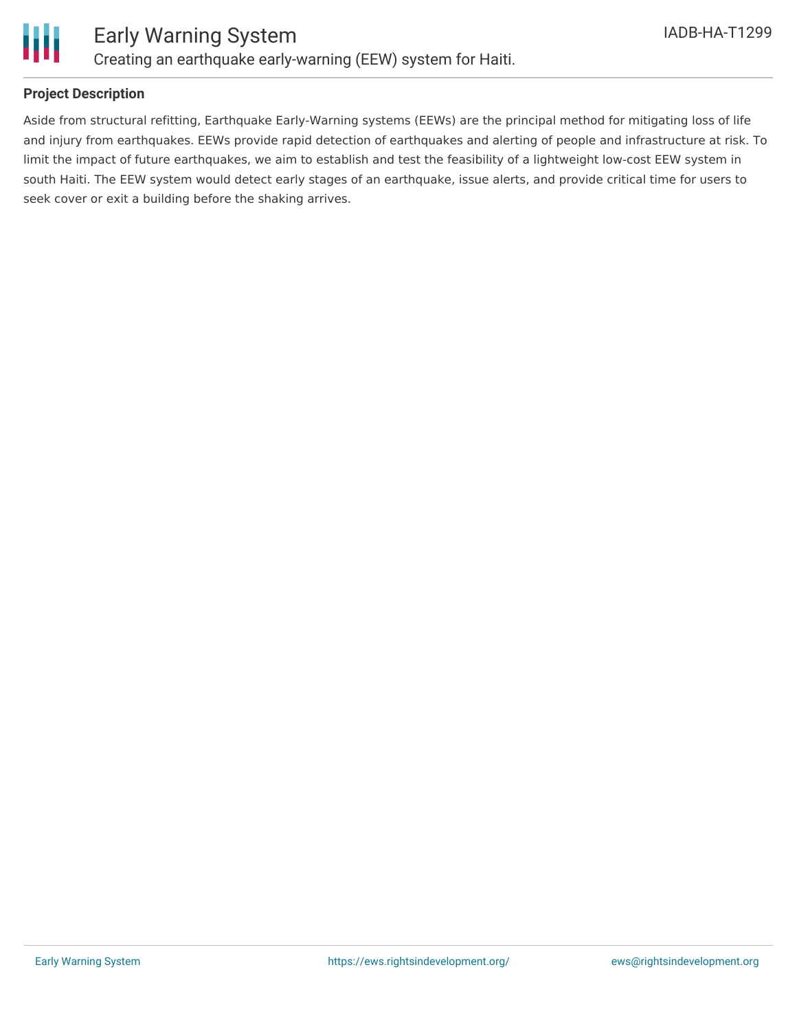# Early Warning System

Creating an earthquake early-warning (EEW) system for Haiti.

IADB-HA-T1299

## Project Description

Aside from structural refitting, Earthquake Early-Warning systems (EEWs) are the principal method for mitigating loss of life and injury from earthquakes. EEWs provide rapid detection of earthquakes and alerting of people and infrastructure at risk. To limit the impact of future earthquakes, we aim to establish and test the feasibility of a lightweight low-cost EEW system in south Haiti. The EEW system would detect early stages of an earthquake, issue alerts, and provide critical time for users to seek cover or exit a building before the shaking arrives.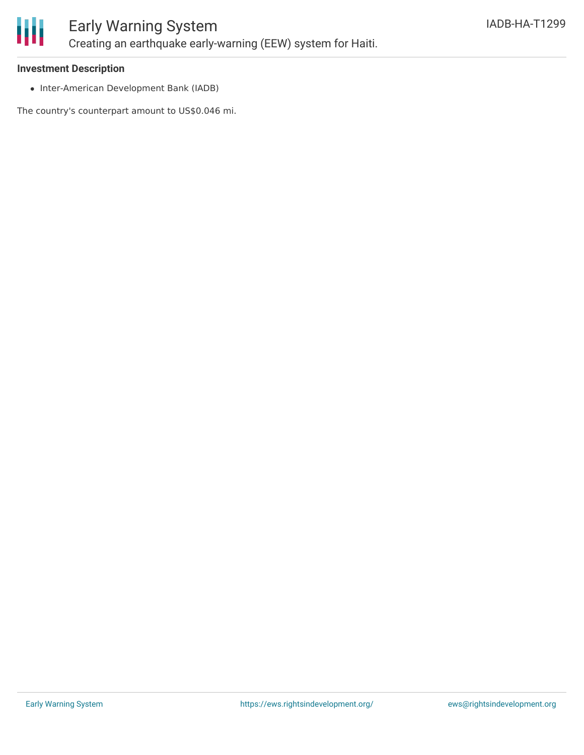**Investment Description**

- Inter-American Development Bank (IADB)

The country's counterpart amount to US$0.046 mi.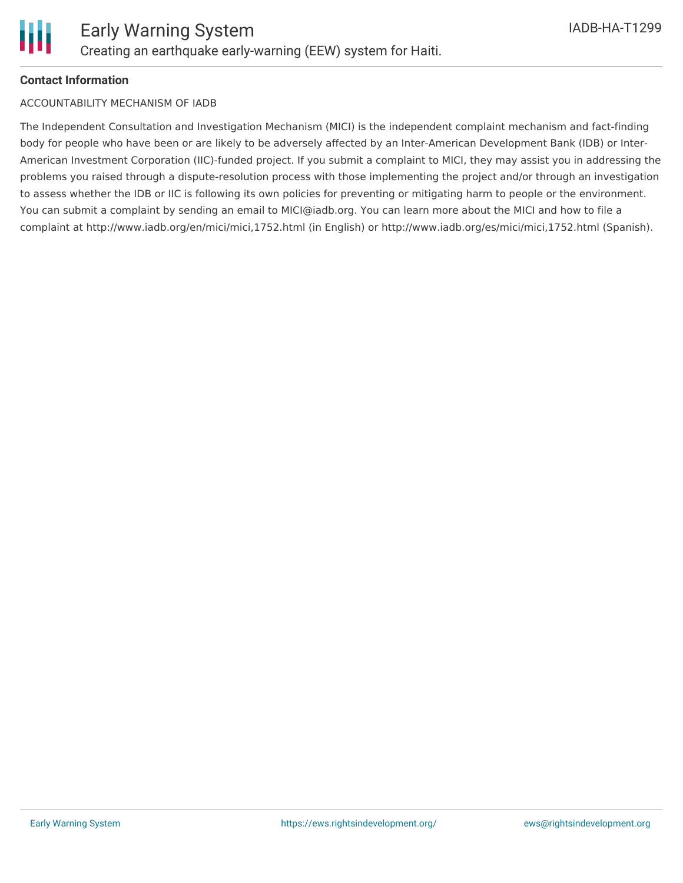**Contact Information**

ACCOUNTABILITY MECHANISM OF IADB

The Independent Consultation and Investigation Mechanism (MICI) is the independent complaint mechanism and fact-finding body for people who have been or are likely to be adversely affected by an Inter-American Development Bank (IDB) or Inter-American Investment Corporation (IIC)-funded project. If you submit a complaint to MICI, they may assist you in addressing the problems you raised through a dispute-resolution process with those implementing the project and/or through an investigation to assess whether the IDB or IIC is following its own policies for preventing or mitigating harm to people or the environment. You can submit a complaint by sending an email to MICI@iadb.org. You can learn more about the MICI and how to file a complaint at http://www.iadb.org/en/mici/mici,1752.html (in English) or http://www.iadb.org/es/mici/mici,1752.html (Spanish).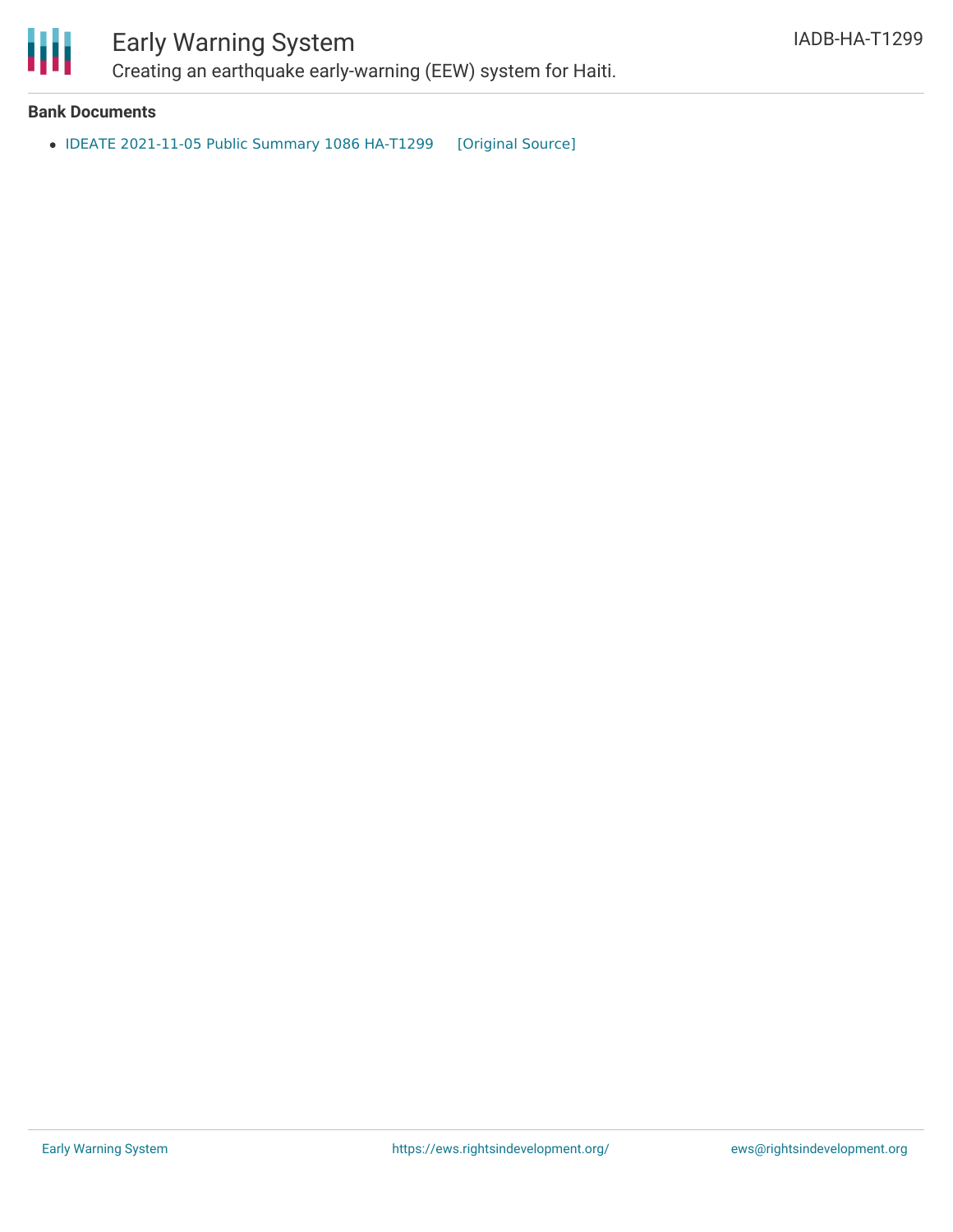### Bank Documents

- IDEATE 2021-11-05 Public Summary 1086 HA-T1299 [Original Source]